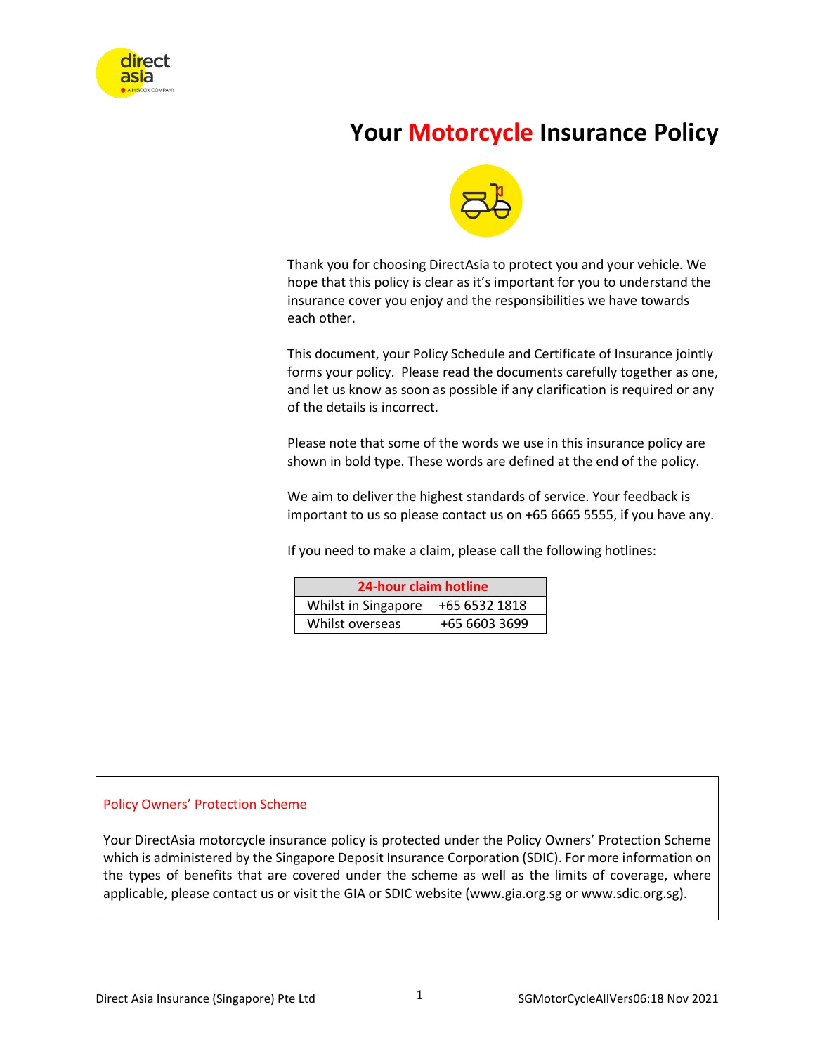# Your Motorcycle Insurance Policy

Thank you for choosing DirectAsia to protect you and your vehicle. We hope that this policy is clear as it's important for you to understand the insurance cover you enjoy and the responsibilities we have towards each other.

This document, your Policy Schedule and Certificate of Insurance jointly forms your policy. Please read the documents carefully together as one, and let us know as soon as possible if any clarification is required or any of the details is incorrect.

Please note that some of the words we use in this insurance policy are shown in bold type. These words are defined at the end of the policy.

We aim to deliver the highest standards of service. Your feedback is important to us so please contact us on +65 6665 5555, if you have any.

If you need to make a claim, please call the following hotlines:

| 24-hour claim hotline | |
|---|---|
| Whilst in Singapore | +65 6532 1818 |
| Whilst overseas | +65 6603 3699 |

## Policy Owners' Protection Scheme

Your DirectAsia motorcycle insurance policy is protected under the Policy Owners' Protection Scheme which is administered by the Singapore Deposit Insurance Corporation (SDIC). For more information on the types of benefits that are covered under the scheme as well as the limits of coverage, where applicable, please contact us or visit the GIA or SDIC website (www.gia.org.sg or www.sdic.org.sg).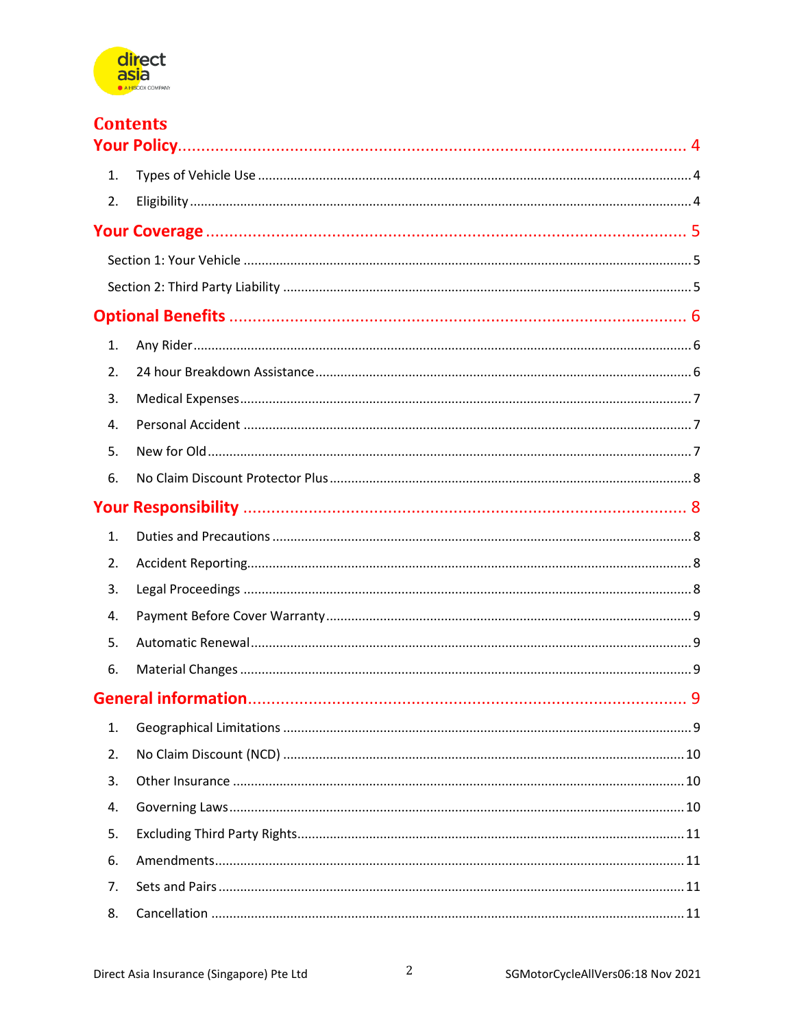# Contents

## Your Policy ........ 4

1. Types of Vehicle Use ........ 4
2. Eligibility ........ 4

## Your Coverage ........ 5

Section 1: Your Vehicle ........ 5

Section 2: Third Party Liability ........ 5

## Optional Benefits ........ 6

1. Any Rider ........ 6
2. 24 hour Breakdown Assistance ........ 6
3. Medical Expenses ........ 7
4. Personal Accident ........ 7
5. New for Old ........ 7
6. No Claim Discount Protector Plus ........ 8

## Your Responsibility ........ 8

1. Duties and Precautions ........ 8
2. Accident Reporting ........ 8
3. Legal Proceedings ........ 8
4. Payment Before Cover Warranty ........ 9
5. Automatic Renewal ........ 9
6. Material Changes ........ 9

## General information ........ 9

1. Geographical Limitations ........ 9
2. No Claim Discount (NCD) ........ 10
3. Other Insurance ........ 10
4. Governing Laws ........ 10
5. Excluding Third Party Rights ........ 11
6. Amendments ........ 11
7. Sets and Pairs ........ 11
8. Cancellation ........ 11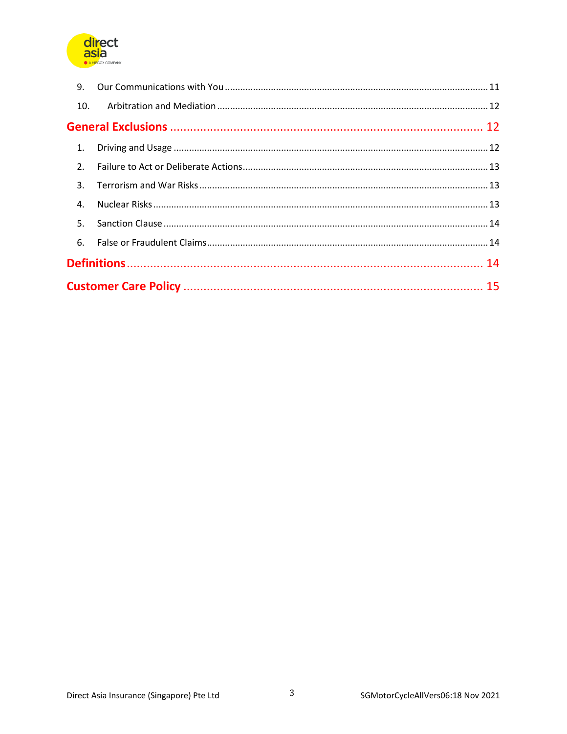9. Our Communications with You ..... 11

10. Arbitration and Mediation ..... 12

**General Exclusions ..... 12**

1. Driving and Usage ..... 12
2. Failure to Act or Deliberate Actions ..... 13
3. Terrorism and War Risks ..... 13
4. Nuclear Risks ..... 13
5. Sanction Clause ..... 14
6. False or Fraudulent Claims ..... 14

**Definitions ..... 14**

**Customer Care Policy ..... 15**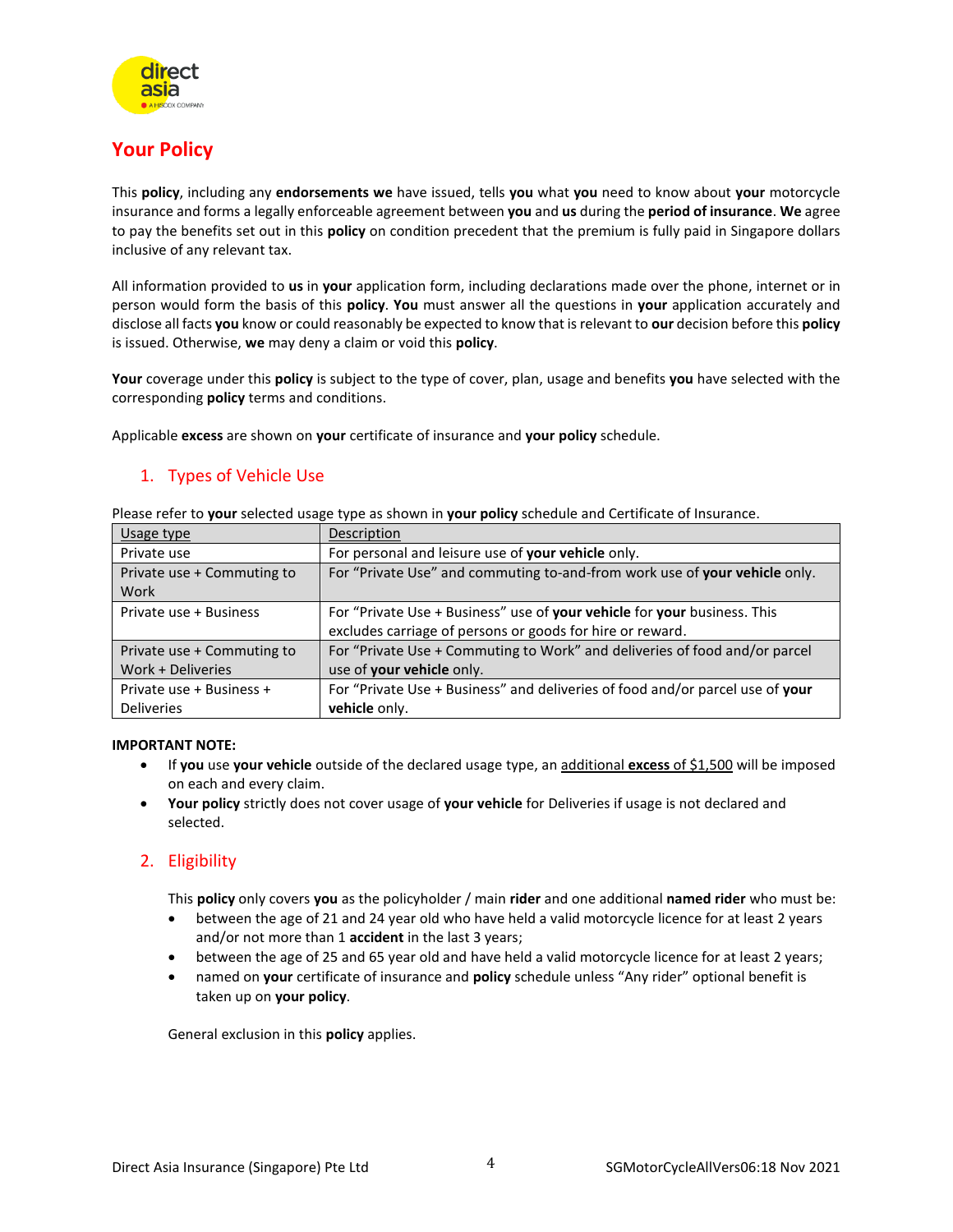## Your Policy

This **policy**, including any **endorsements we** have issued, tells **you** what **you** need to know about **your** motorcycle insurance and forms a legally enforceable agreement between **you** and **us** during the **period of insurance**. **We** agree to pay the benefits set out in this **policy** on condition precedent that the premium is fully paid in Singapore dollars inclusive of any relevant tax.

All information provided to **us** in **your** application form, including declarations made over the phone, internet or in person would form the basis of this **policy**. **You** must answer all the questions in **your** application accurately and disclose all facts **you** know or could reasonably be expected to know that is relevant to **our** decision before this **policy** is issued. Otherwise, **we** may deny a claim or void this **policy**.

**Your** coverage under this **policy** is subject to the type of cover, plan, usage and benefits **you** have selected with the corresponding **policy** terms and conditions.

Applicable **excess** are shown on **your** certificate of insurance and **your policy** schedule.

### 1. Types of Vehicle Use

Please refer to **your** selected usage type as shown in **your policy** schedule and Certificate of Insurance.

| Usage type | Description |
|---|---|
| Private use | For personal and leisure use of **your vehicle** only. |
| Private use + Commuting to Work | For "Private Use" and commuting to-and-from work use of **your vehicle** only. |
| Private use + Business | For "Private Use + Business" use of **your vehicle** for **your** business. This excludes carriage of persons or goods for hire or reward. |
| Private use + Commuting to Work + Deliveries | For "Private Use + Commuting to Work" and deliveries of food and/or parcel use of **your vehicle** only. |
| Private use + Business + Deliveries | For "Private Use + Business" and deliveries of food and/or parcel use of **your vehicle** only. |

**IMPORTANT NOTE:**

- If **you** use **your vehicle** outside of the declared usage type, an additional **excess** of $1,500 will be imposed on each and every claim.
- **Your policy** strictly does not cover usage of **your vehicle** for Deliveries if usage is not declared and selected.

### 2. Eligibility

This **policy** only covers **you** as the policyholder / main **rider** and one additional **named rider** who must be:

- between the age of 21 and 24 year old who have held a valid motorcycle licence for at least 2 years and/or not more than 1 **accident** in the last 3 years;
- between the age of 25 and 65 year old and have held a valid motorcycle licence for at least 2 years;
- named on **your** certificate of insurance and **policy** schedule unless "Any rider" optional benefit is taken up on **your policy**.

General exclusion in this **policy** applies.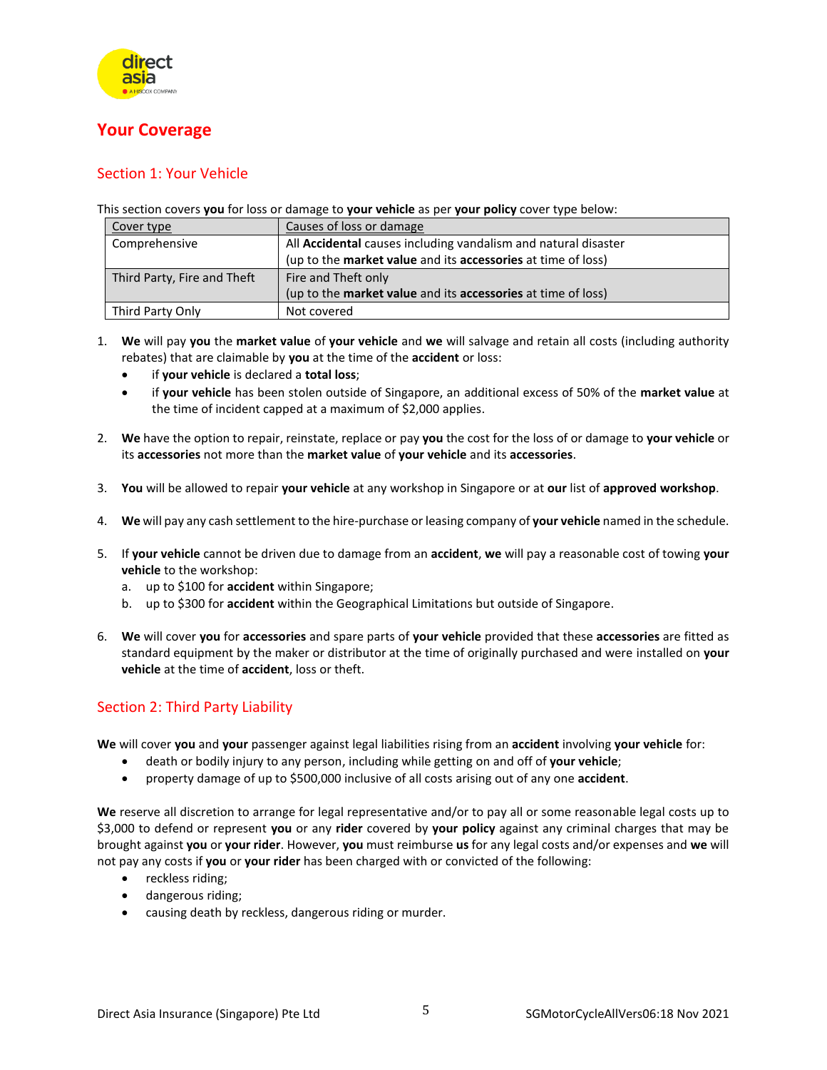# Your Coverage

## Section 1: Your Vehicle

This section covers **you** for loss or damage to **your vehicle** as per **your policy** cover type below:

| Cover type | Causes of loss or damage |
|---|---|
| Comprehensive | All **Accidental** causes including vandalism and natural disaster (up to the **market value** and its **accessories** at time of loss) |
| Third Party, Fire and Theft | Fire and Theft only (up to the **market value** and its **accessories** at time of loss) |
| Third Party Only | Not covered |

1. **We** will pay **you** the **market value** of **your vehicle** and **we** will salvage and retain all costs (including authority rebates) that are claimable by **you** at the time of the **accident** or loss:
   - if **your vehicle** is declared a **total loss**;
   - if **your vehicle** has been stolen outside of Singapore, an additional excess of 50% of the **market value** at the time of incident capped at a maximum of $2,000 applies.

2. **We** have the option to repair, reinstate, replace or pay **you** the cost for the loss of or damage to **your vehicle** or its **accessories** not more than the **market value** of **your vehicle** and its **accessories**.

3. **You** will be allowed to repair **your vehicle** at any workshop in Singapore or at **our** list of **approved workshop**.

4. **We** will pay any cash settlement to the hire-purchase or leasing company of **your vehicle** named in the schedule.

5. If **your vehicle** cannot be driven due to damage from an **accident**, **we** will pay a reasonable cost of towing **your vehicle** to the workshop:
   a. up to $100 for **accident** within Singapore;
   b. up to $300 for **accident** within the Geographical Limitations but outside of Singapore.

6. **We** will cover **you** for **accessories** and spare parts of **your vehicle** provided that these **accessories** are fitted as standard equipment by the maker or distributor at the time of originally purchased and were installed on **your vehicle** at the time of **accident**, loss or theft.

## Section 2: Third Party Liability

**We** will cover **you** and **your** passenger against legal liabilities rising from an **accident** involving **your vehicle** for:

- death or bodily injury to any person, including while getting on and off of **your vehicle**;
- property damage of up to $500,000 inclusive of all costs arising out of any one **accident**.

**We** reserve all discretion to arrange for legal representative and/or to pay all or some reasonable legal costs up to $3,000 to defend or represent **you** or any **rider** covered by **your policy** against any criminal charges that may be brought against **you** or **your rider**. However, **you** must reimburse **us** for any legal costs and/or expenses and **we** will not pay any costs if **you** or **your rider** has been charged with or convicted of the following:

- reckless riding;
- dangerous riding;
- causing death by reckless, dangerous riding or murder.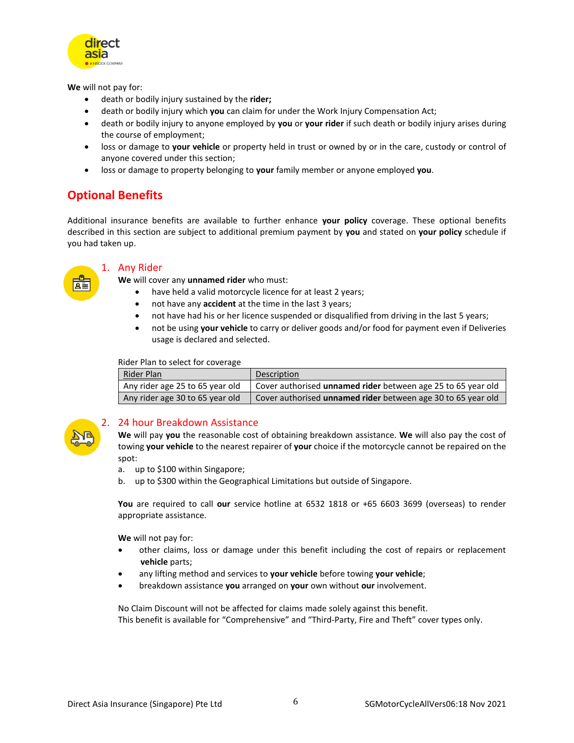**We** will not pay for:

- death or bodily injury sustained by the **rider;**
- death or bodily injury which **you** can claim for under the Work Injury Compensation Act;
- death or bodily injury to anyone employed by **you** or **your rider** if such death or bodily injury arises during the course of employment;
- loss or damage to **your vehicle** or property held in trust or owned by or in the care, custody or control of anyone covered under this section;
- loss or damage to property belonging to **your** family member or anyone employed **you**.

## Optional Benefits

Additional insurance benefits are available to further enhance **your policy** coverage. These optional benefits described in this section are subject to additional premium payment by **you** and stated on **your policy** schedule if you had taken up.

### 1. Any Rider

**We** will cover any **unnamed rider** who must:

- have held a valid motorcycle licence for at least 2 years;
- not have any **accident** at the time in the last 3 years;
- not have had his or her licence suspended or disqualified from driving in the last 5 years;
- not be using **your vehicle** to carry or deliver goods and/or food for payment even if Deliveries usage is declared and selected.

Rider Plan to select for coverage

| Rider Plan | Description |
|---|---|
| Any rider age 25 to 65 year old | Cover authorised **unnamed rider** between age 25 to 65 year old |
| Any rider age 30 to 65 year old | Cover authorised **unnamed rider** between age 30 to 65 year old |

### 2. 24 hour Breakdown Assistance

**We** will pay **you** the reasonable cost of obtaining breakdown assistance. **We** will also pay the cost of towing **your vehicle** to the nearest repairer of **your** choice if the motorcycle cannot be repaired on the spot:

a. up to $100 within Singapore;
b. up to $300 within the Geographical Limitations but outside of Singapore.

**You** are required to call **our** service hotline at 6532 1818 or +65 6603 3699 (overseas) to render appropriate assistance.

**We** will not pay for:

- other claims, loss or damage under this benefit including the cost of repairs or replacement **vehicle** parts;
- any lifting method and services to **your vehicle** before towing **your vehicle**;
- breakdown assistance **you** arranged on **your** own without **our** involvement.

No Claim Discount will not be affected for claims made solely against this benefit.
This benefit is available for "Comprehensive" and "Third-Party, Fire and Theft" cover types only.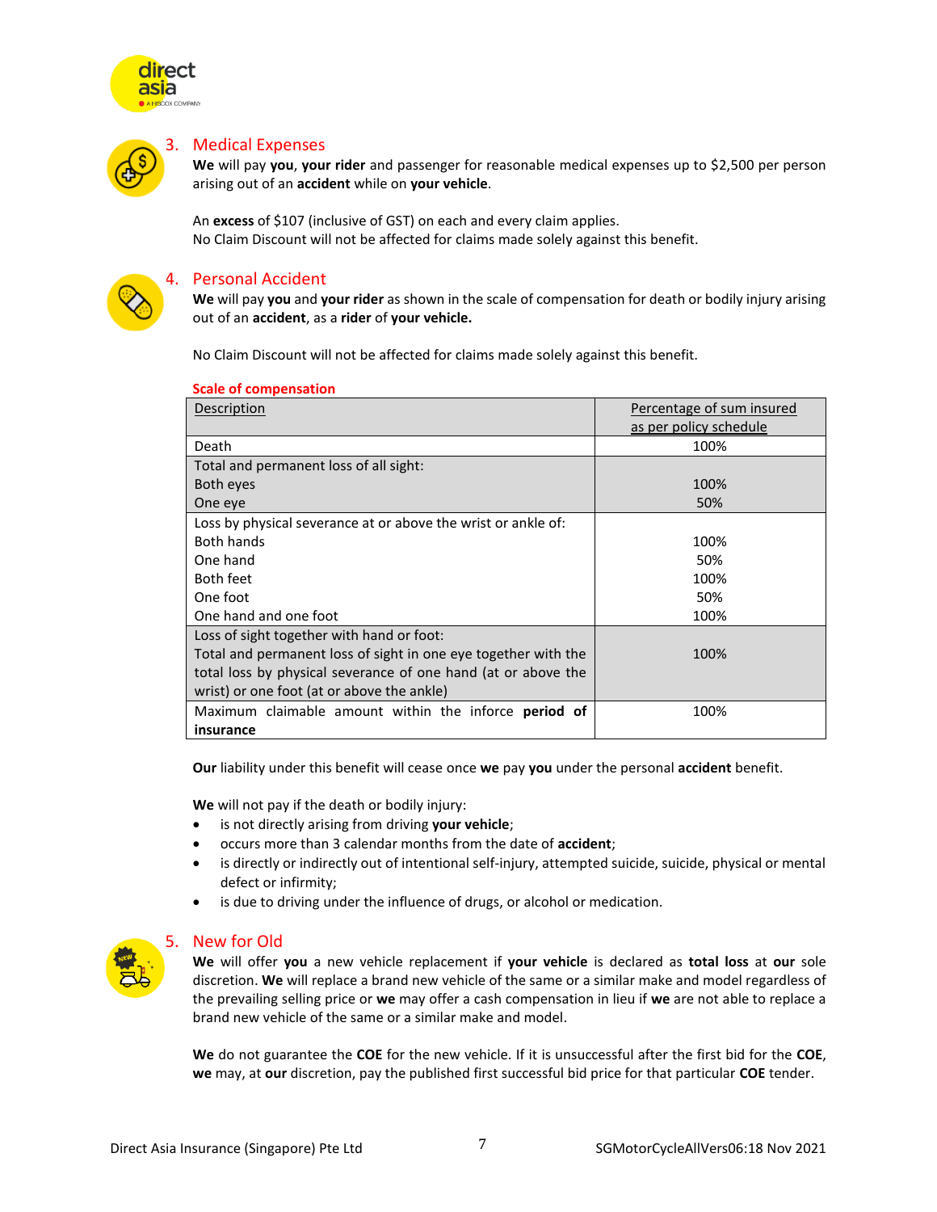## 3. Medical Expenses

**We** will pay **you**, **your rider** and passenger for reasonable medical expenses up to $2,500 per person arising out of an **accident** while on **your vehicle**.

An **excess** of $107 (inclusive of GST) on each and every claim applies.
No Claim Discount will not be affected for claims made solely against this benefit.

## 4. Personal Accident

**We** will pay **you** and **your rider** as shown in the scale of compensation for death or bodily injury arising out of an **accident**, as a **rider** of **your vehicle.**

No Claim Discount will not be affected for claims made solely against this benefit.

**Scale of compensation**

| Description | Percentage of sum insured as per policy schedule |
|---|---|
| Death | 100% |
| Total and permanent loss of all sight: | |
| Both eyes | 100% |
| One eye | 50% |
| Loss by physical severance at or above the wrist or ankle of: | |
| Both hands | 100% |
| One hand | 50% |
| Both feet | 100% |
| One foot | 50% |
| One hand and one foot | 100% |
| Loss of sight together with hand or foot: Total and permanent loss of sight in one eye together with the total loss by physical severance of one hand (at or above the wrist) or one foot (at or above the ankle) | 100% |
| Maximum claimable amount within the inforce **period of insurance** | 100% |

**Our** liability under this benefit will cease once **we** pay **you** under the personal **accident** benefit.

**We** will not pay if the death or bodily injury:

- is not directly arising from driving **your vehicle**;
- occurs more than 3 calendar months from the date of **accident**;
- is directly or indirectly out of intentional self-injury, attempted suicide, suicide, physical or mental defect or infirmity;
- is due to driving under the influence of drugs, or alcohol or medication.

## 5. New for Old

**We** will offer **you** a new vehicle replacement if **your vehicle** is declared as **total loss** at **our** sole discretion. **We** will replace a brand new vehicle of the same or a similar make and model regardless of the prevailing selling price or **we** may offer a cash compensation in lieu if **we** are not able to replace a brand new vehicle of the same or a similar make and model.

**We** do not guarantee the **COE** for the new vehicle. If it is unsuccessful after the first bid for the **COE**, **we** may, at **our** discretion, pay the published first successful bid price for that particular **COE** tender.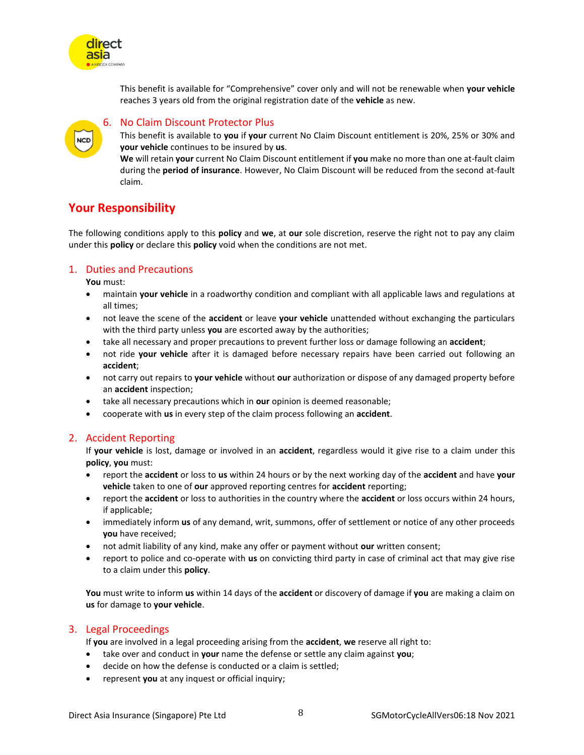This benefit is available for "Comprehensive" cover only and will not be renewable when **your vehicle** reaches 3 years old from the original registration date of the **vehicle** as new.

### 6. No Claim Discount Protector Plus

This benefit is available to **you** if **your** current No Claim Discount entitlement is 20%, 25% or 30% and **your vehicle** continues to be insured by **us**.

**We** will retain **your** current No Claim Discount entitlement if **you** make no more than one at-fault claim during the **period of insurance**. However, No Claim Discount will be reduced from the second at-fault claim.

## Your Responsibility

The following conditions apply to this **policy** and **we**, at **our** sole discretion, reserve the right not to pay any claim under this **policy** or declare this **policy** void when the conditions are not met.

### 1. Duties and Precautions

**You** must:

- maintain **your vehicle** in a roadworthy condition and compliant with all applicable laws and regulations at all times;
- not leave the scene of the **accident** or leave **your vehicle** unattended without exchanging the particulars with the third party unless **you** are escorted away by the authorities;
- take all necessary and proper precautions to prevent further loss or damage following an **accident**;
- not ride **your vehicle** after it is damaged before necessary repairs have been carried out following an **accident**;
- not carry out repairs to **your vehicle** without **our** authorization or dispose of any damaged property before an **accident** inspection;
- take all necessary precautions which in **our** opinion is deemed reasonable;
- cooperate with **us** in every step of the claim process following an **accident**.

### 2. Accident Reporting

If **your vehicle** is lost, damage or involved in an **accident**, regardless would it give rise to a claim under this **policy**, **you** must:

- report the **accident** or loss to **us** within 24 hours or by the next working day of the **accident** and have **your vehicle** taken to one of **our** approved reporting centres for **accident** reporting;
- report the **accident** or loss to authorities in the country where the **accident** or loss occurs within 24 hours, if applicable;
- immediately inform **us** of any demand, writ, summons, offer of settlement or notice of any other proceeds **you** have received;
- not admit liability of any kind, make any offer or payment without **our** written consent;
- report to police and co-operate with **us** on convicting third party in case of criminal act that may give rise to a claim under this **policy**.

**You** must write to inform **us** within 14 days of the **accident** or discovery of damage if **you** are making a claim on **us** for damage to **your vehicle**.

### 3. Legal Proceedings

If **you** are involved in a legal proceeding arising from the **accident**, **we** reserve all right to:

- take over and conduct in **your** name the defense or settle any claim against **you**;
- decide on how the defense is conducted or a claim is settled;
- represent **you** at any inquest or official inquiry;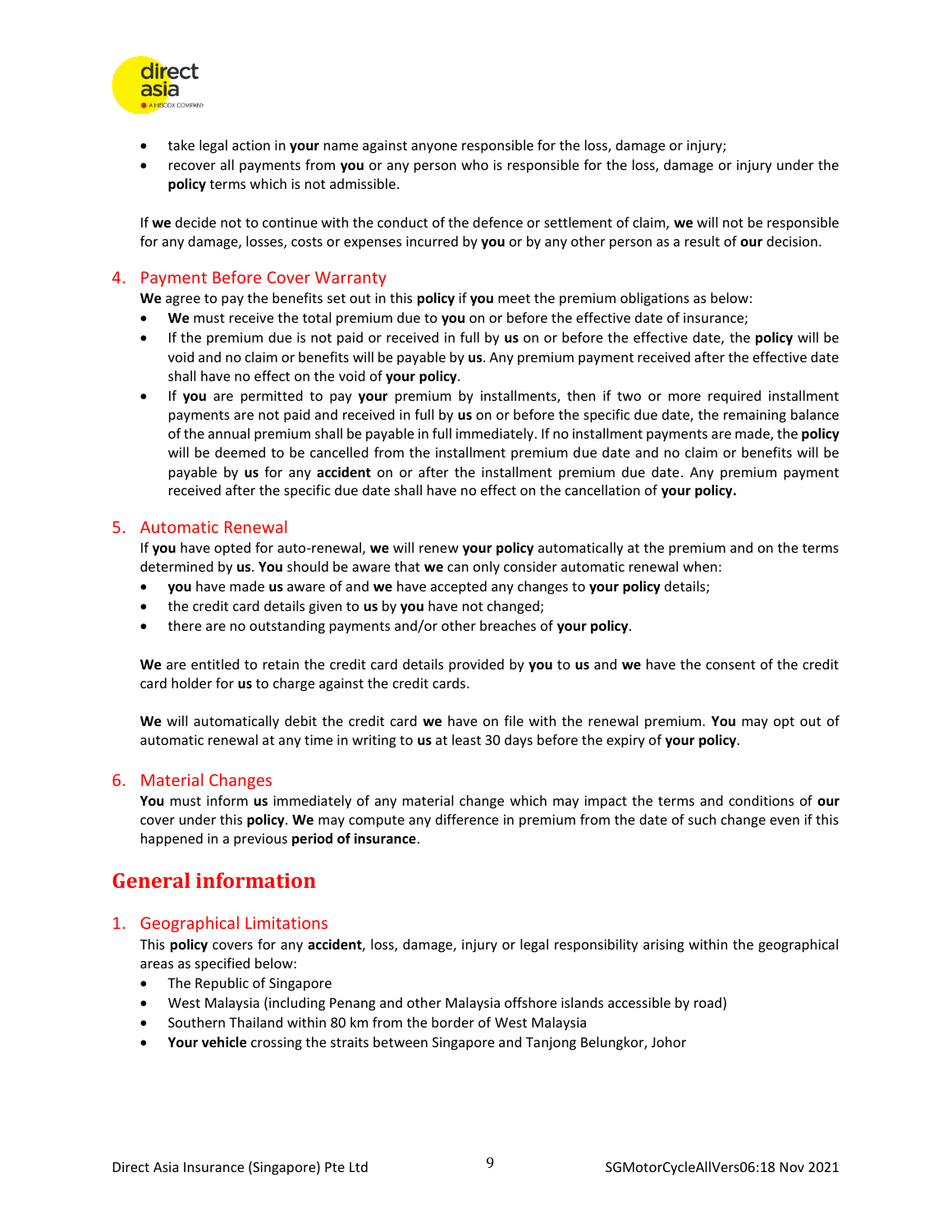- take legal action in **your** name against anyone responsible for the loss, damage or injury;
- recover all payments from **you** or any person who is responsible for the loss, damage or injury under the **policy** terms which is not admissible.

If **we** decide not to continue with the conduct of the defence or settlement of claim, **we** will not be responsible for any damage, losses, costs or expenses incurred by **you** or by any other person as a result of **our** decision.

### 4. Payment Before Cover Warranty

**We** agree to pay the benefits set out in this **policy** if **you** meet the premium obligations as below:

- **We** must receive the total premium due to **you** on or before the effective date of insurance;
- If the premium due is not paid or received in full by **us** on or before the effective date, the **policy** will be void and no claim or benefits will be payable by **us**. Any premium payment received after the effective date shall have no effect on the void of **your policy**.
- If **you** are permitted to pay **your** premium by installments, then if two or more required installment payments are not paid and received in full by **us** on or before the specific due date, the remaining balance of the annual premium shall be payable in full immediately. If no installment payments are made, the **policy** will be deemed to be cancelled from the installment premium due date and no claim or benefits will be payable by **us** for any **accident** on or after the installment premium due date. Any premium payment received after the specific due date shall have no effect on the cancellation of **your policy.**

### 5. Automatic Renewal

If **you** have opted for auto-renewal, **we** will renew **your policy** automatically at the premium and on the terms determined by **us**. **You** should be aware that **we** can only consider automatic renewal when:

- **you** have made **us** aware of and **we** have accepted any changes to **your policy** details;
- the credit card details given to **us** by **you** have not changed;
- there are no outstanding payments and/or other breaches of **your policy**.

**We** are entitled to retain the credit card details provided by **you** to **us** and **we** have the consent of the credit card holder for **us** to charge against the credit cards.

**We** will automatically debit the credit card **we** have on file with the renewal premium. **You** may opt out of automatic renewal at any time in writing to **us** at least 30 days before the expiry of **your policy**.

### 6. Material Changes

**You** must inform **us** immediately of any material change which may impact the terms and conditions of **our** cover under this **policy**. **We** may compute any difference in premium from the date of such change even if this happened in a previous **period of insurance**.

## General information

### 1. Geographical Limitations

This **policy** covers for any **accident**, loss, damage, injury or legal responsibility arising within the geographical areas as specified below:

- The Republic of Singapore
- West Malaysia (including Penang and other Malaysia offshore islands accessible by road)
- Southern Thailand within 80 km from the border of West Malaysia
- **Your vehicle** crossing the straits between Singapore and Tanjong Belungkor, Johor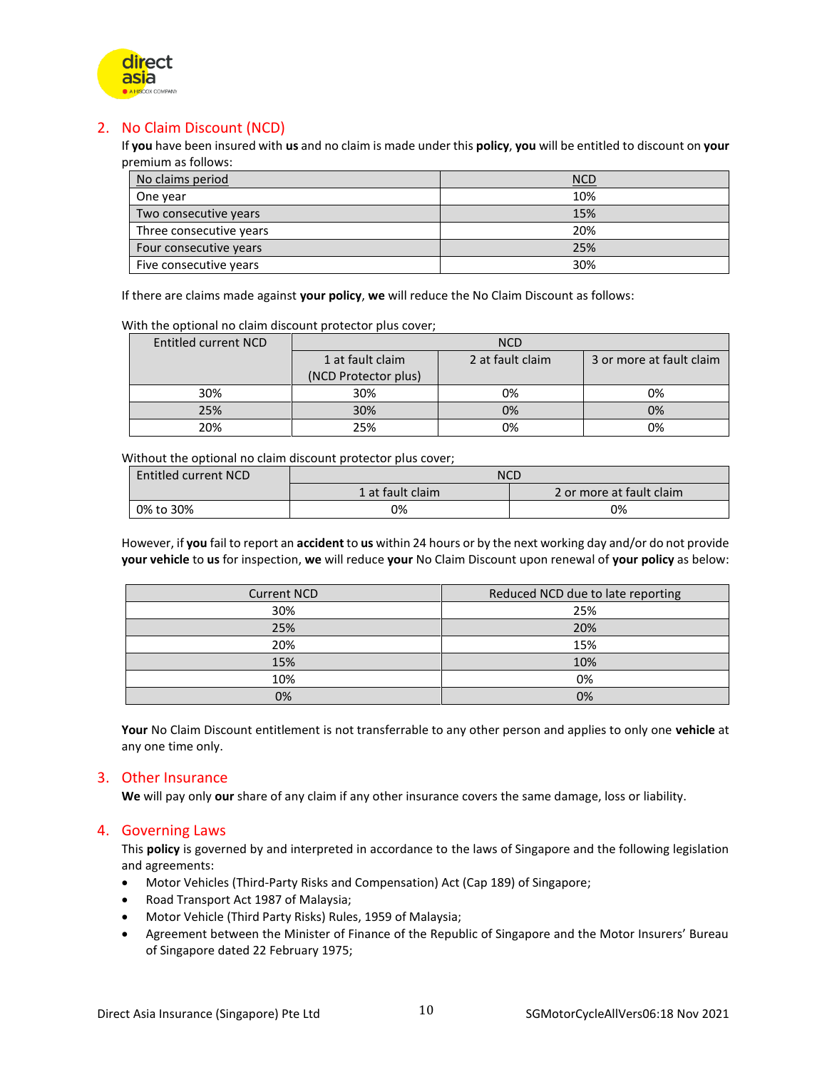## 2. No Claim Discount (NCD)

If **you** have been insured with **us** and no claim is made under this **policy**, **you** will be entitled to discount on **your** premium as follows:

| No claims period | NCD |
|---|---|
| One year | 10% |
| Two consecutive years | 15% |
| Three consecutive years | 20% |
| Four consecutive years | 25% |
| Five consecutive years | 30% |

If there are claims made against **your policy**, **we** will reduce the No Claim Discount as follows:

With the optional no claim discount protector plus cover;

| Entitled current NCD | NCD | | |
|---|---|---|---|
| | 1 at fault claim (NCD Protector plus) | 2 at fault claim | 3 or more at fault claim |
| 30% | 30% | 0% | 0% |
| 25% | 30% | 0% | 0% |
| 20% | 25% | 0% | 0% |

Without the optional no claim discount protector plus cover;

| Entitled current NCD | NCD | |
|---|---|---|
| | 1 at fault claim | 2 or more at fault claim |
| 0% to 30% | 0% | 0% |

However, if **you** fail to report an **accident** to **us** within 24 hours or by the next working day and/or do not provide **your vehicle** to **us** for inspection, **we** will reduce **your** No Claim Discount upon renewal of **your policy** as below:

| Current NCD | Reduced NCD due to late reporting |
|---|---|
| 30% | 25% |
| 25% | 20% |
| 20% | 15% |
| 15% | 10% |
| 10% | 0% |
| 0% | 0% |

**Your** No Claim Discount entitlement is not transferrable to any other person and applies to only one **vehicle** at any one time only.

## 3. Other Insurance

**We** will pay only **our** share of any claim if any other insurance covers the same damage, loss or liability.

## 4. Governing Laws

This **policy** is governed by and interpreted in accordance to the laws of Singapore and the following legislation and agreements:

- Motor Vehicles (Third-Party Risks and Compensation) Act (Cap 189) of Singapore;
- Road Transport Act 1987 of Malaysia;
- Motor Vehicle (Third Party Risks) Rules, 1959 of Malaysia;
- Agreement between the Minister of Finance of the Republic of Singapore and the Motor Insurers' Bureau of Singapore dated 22 February 1975;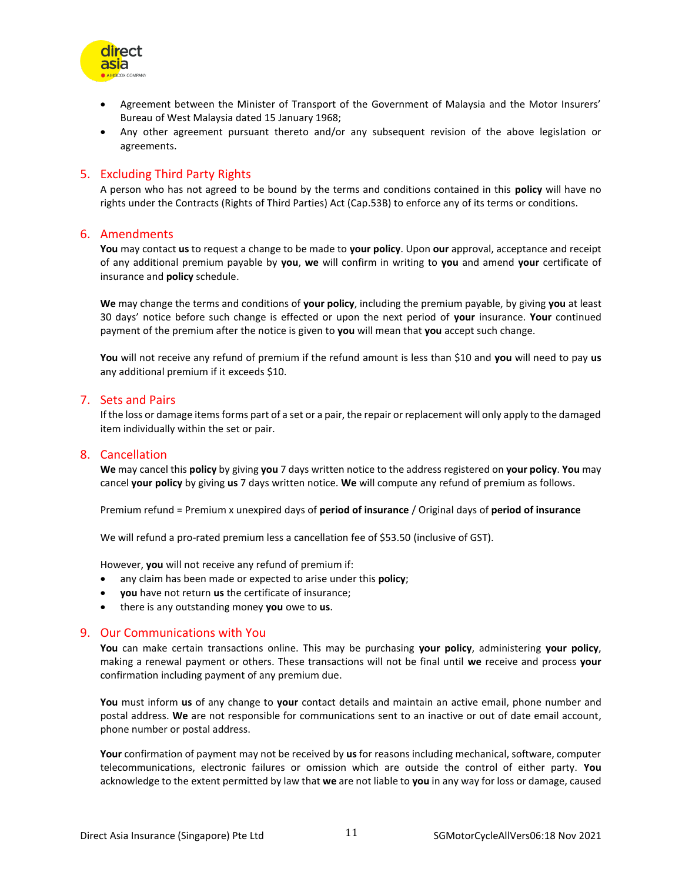- Agreement between the Minister of Transport of the Government of Malaysia and the Motor Insurers' Bureau of West Malaysia dated 15 January 1968;
- Any other agreement pursuant thereto and/or any subsequent revision of the above legislation or agreements.

## 5. Excluding Third Party Rights

A person who has not agreed to be bound by the terms and conditions contained in this **policy** will have no rights under the Contracts (Rights of Third Parties) Act (Cap.53B) to enforce any of its terms or conditions.

## 6. Amendments

**You** may contact **us** to request a change to be made to **your policy**. Upon **our** approval, acceptance and receipt of any additional premium payable by **you**, **we** will confirm in writing to **you** and amend **your** certificate of insurance and **policy** schedule.

**We** may change the terms and conditions of **your policy**, including the premium payable, by giving **you** at least 30 days' notice before such change is effected or upon the next period of **your** insurance. **Your** continued payment of the premium after the notice is given to **you** will mean that **you** accept such change.

**You** will not receive any refund of premium if the refund amount is less than $10 and **you** will need to pay **us** any additional premium if it exceeds $10.

## 7. Sets and Pairs

If the loss or damage items forms part of a set or a pair, the repair or replacement will only apply to the damaged item individually within the set or pair.

## 8. Cancellation

**We** may cancel this **policy** by giving **you** 7 days written notice to the address registered on **your policy**. **You** may cancel **your policy** by giving **us** 7 days written notice. **We** will compute any refund of premium as follows.

Premium refund = Premium x unexpired days of **period of insurance** / Original days of **period of insurance**

We will refund a pro-rated premium less a cancellation fee of $53.50 (inclusive of GST).

However, **you** will not receive any refund of premium if:

- any claim has been made or expected to arise under this **policy**;
- **you** have not return **us** the certificate of insurance;
- there is any outstanding money **you** owe to **us**.

## 9. Our Communications with You

**You** can make certain transactions online. This may be purchasing **your policy**, administering **your policy**, making a renewal payment or others. These transactions will not be final until **we** receive and process **your** confirmation including payment of any premium due.

**You** must inform **us** of any change to **your** contact details and maintain an active email, phone number and postal address. **We** are not responsible for communications sent to an inactive or out of date email account, phone number or postal address.

**Your** confirmation of payment may not be received by **us** for reasons including mechanical, software, computer telecommunications, electronic failures or omission which are outside the control of either party. **You** acknowledge to the extent permitted by law that **we** are not liable to **you** in any way for loss or damage, caused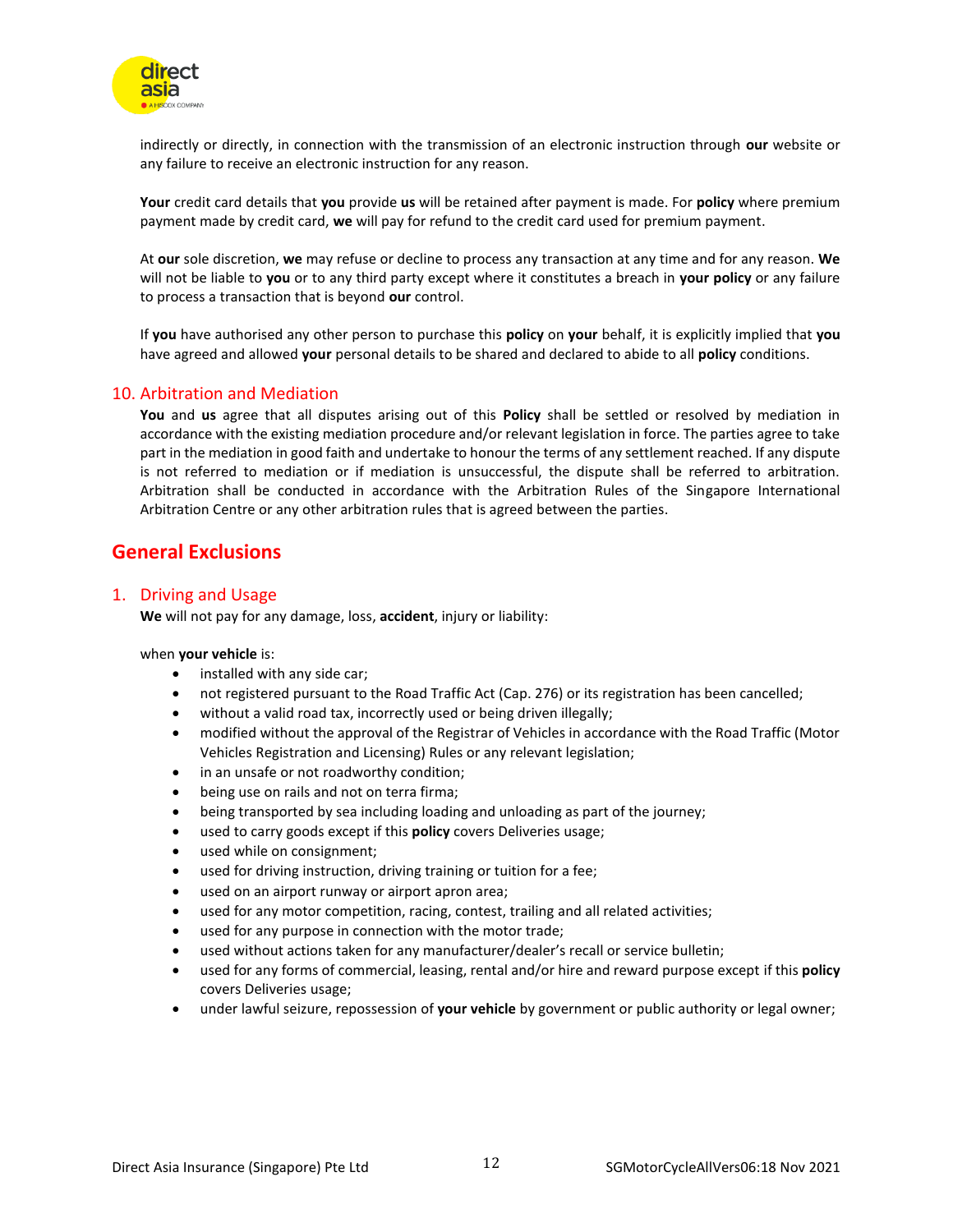indirectly or directly, in connection with the transmission of an electronic instruction through **our** website or any failure to receive an electronic instruction for any reason.

**Your** credit card details that **you** provide **us** will be retained after payment is made. For **policy** where premium payment made by credit card, **we** will pay for refund to the credit card used for premium payment.

At **our** sole discretion, **we** may refuse or decline to process any transaction at any time and for any reason. **We** will not be liable to **you** or to any third party except where it constitutes a breach in **your policy** or any failure to process a transaction that is beyond **our** control.

If **you** have authorised any other person to purchase this **policy** on **your** behalf, it is explicitly implied that **you** have agreed and allowed **your** personal details to be shared and declared to abide to all **policy** conditions.

### 10. Arbitration and Mediation

**You** and **us** agree that all disputes arising out of this **Policy** shall be settled or resolved by mediation in accordance with the existing mediation procedure and/or relevant legislation in force. The parties agree to take part in the mediation in good faith and undertake to honour the terms of any settlement reached. If any dispute is not referred to mediation or if mediation is unsuccessful, the dispute shall be referred to arbitration. Arbitration shall be conducted in accordance with the Arbitration Rules of the Singapore International Arbitration Centre or any other arbitration rules that is agreed between the parties.

## General Exclusions

### 1. Driving and Usage

**We** will not pay for any damage, loss, **accident**, injury or liability:

when **your vehicle** is:

- installed with any side car;
- not registered pursuant to the Road Traffic Act (Cap. 276) or its registration has been cancelled;
- without a valid road tax, incorrectly used or being driven illegally;
- modified without the approval of the Registrar of Vehicles in accordance with the Road Traffic (Motor Vehicles Registration and Licensing) Rules or any relevant legislation;
- in an unsafe or not roadworthy condition;
- being use on rails and not on terra firma;
- being transported by sea including loading and unloading as part of the journey;
- used to carry goods except if this **policy** covers Deliveries usage;
- used while on consignment;
- used for driving instruction, driving training or tuition for a fee;
- used on an airport runway or airport apron area;
- used for any motor competition, racing, contest, trailing and all related activities;
- used for any purpose in connection with the motor trade;
- used without actions taken for any manufacturer/dealer's recall or service bulletin;
- used for any forms of commercial, leasing, rental and/or hire and reward purpose except if this **policy** covers Deliveries usage;
- under lawful seizure, repossession of **your vehicle** by government or public authority or legal owner;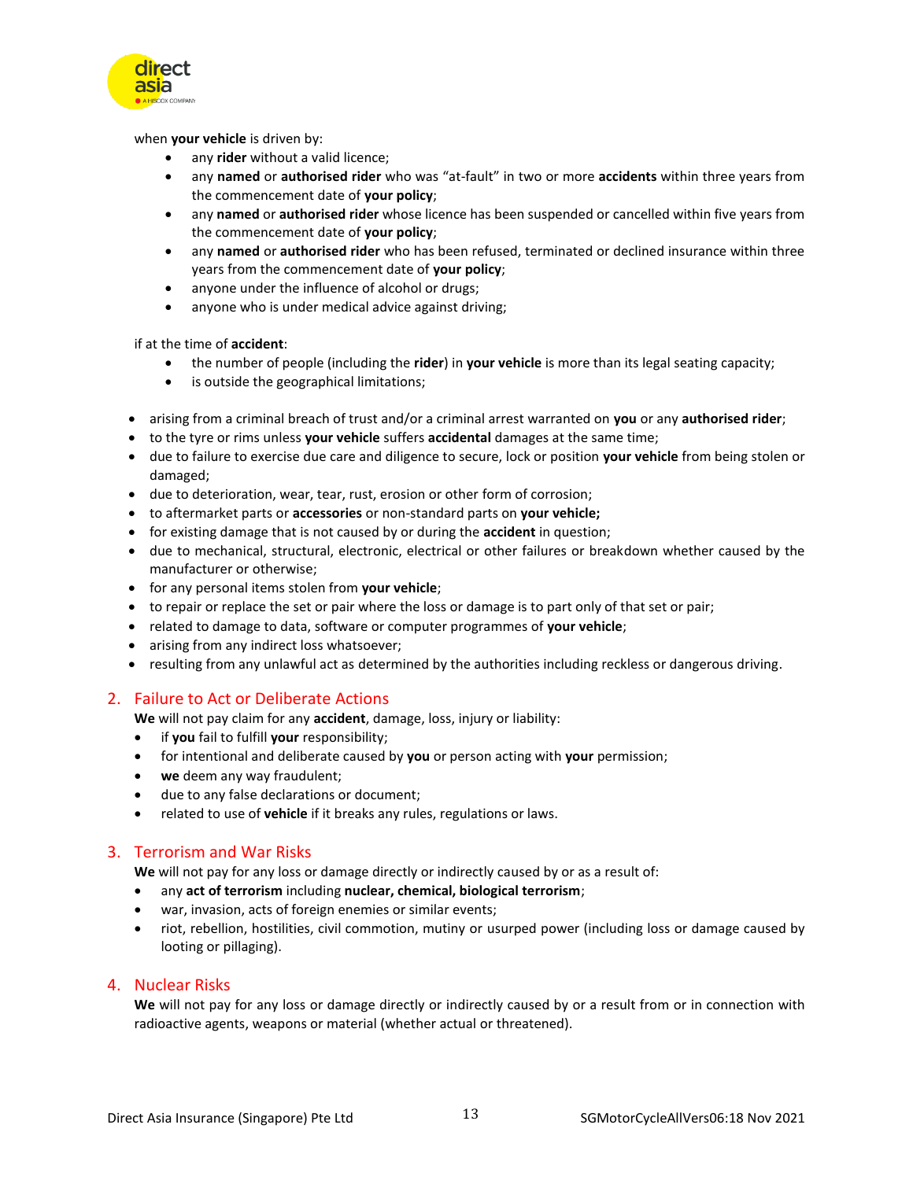when **your vehicle** is driven by:

- any **rider** without a valid licence;
- any **named** or **authorised rider** who was "at-fault" in two or more **accidents** within three years from the commencement date of **your policy**;
- any **named** or **authorised rider** whose licence has been suspended or cancelled within five years from the commencement date of **your policy**;
- any **named** or **authorised rider** who has been refused, terminated or declined insurance within three years from the commencement date of **your policy**;
- anyone under the influence of alcohol or drugs;
- anyone who is under medical advice against driving;

if at the time of **accident**:

- the number of people (including the **rider**) in **your vehicle** is more than its legal seating capacity;
- is outside the geographical limitations;

- arising from a criminal breach of trust and/or a criminal arrest warranted on **you** or any **authorised rider**;
- to the tyre or rims unless **your vehicle** suffers **accidental** damages at the same time;
- due to failure to exercise due care and diligence to secure, lock or position **your vehicle** from being stolen or damaged;
- due to deterioration, wear, tear, rust, erosion or other form of corrosion;
- to aftermarket parts or **accessories** or non-standard parts on **your vehicle;**
- for existing damage that is not caused by or during the **accident** in question;
- due to mechanical, structural, electronic, electrical or other failures or breakdown whether caused by the manufacturer or otherwise;
- for any personal items stolen from **your vehicle**;
- to repair or replace the set or pair where the loss or damage is to part only of that set or pair;
- related to damage to data, software or computer programmes of **your vehicle**;
- arising from any indirect loss whatsoever;
- resulting from any unlawful act as determined by the authorities including reckless or dangerous driving.

## 2. Failure to Act or Deliberate Actions

**We** will not pay claim for any **accident**, damage, loss, injury or liability:

- if **you** fail to fulfill **your** responsibility;
- for intentional and deliberate caused by **you** or person acting with **your** permission;
- **we** deem any way fraudulent;
- due to any false declarations or document;
- related to use of **vehicle** if it breaks any rules, regulations or laws.

## 3. Terrorism and War Risks

**We** will not pay for any loss or damage directly or indirectly caused by or as a result of:

- any **act of terrorism** including **nuclear, chemical, biological terrorism**;
- war, invasion, acts of foreign enemies or similar events;
- riot, rebellion, hostilities, civil commotion, mutiny or usurped power (including loss or damage caused by looting or pillaging).

## 4. Nuclear Risks

**We** will not pay for any loss or damage directly or indirectly caused by or a result from or in connection with radioactive agents, weapons or material (whether actual or threatened).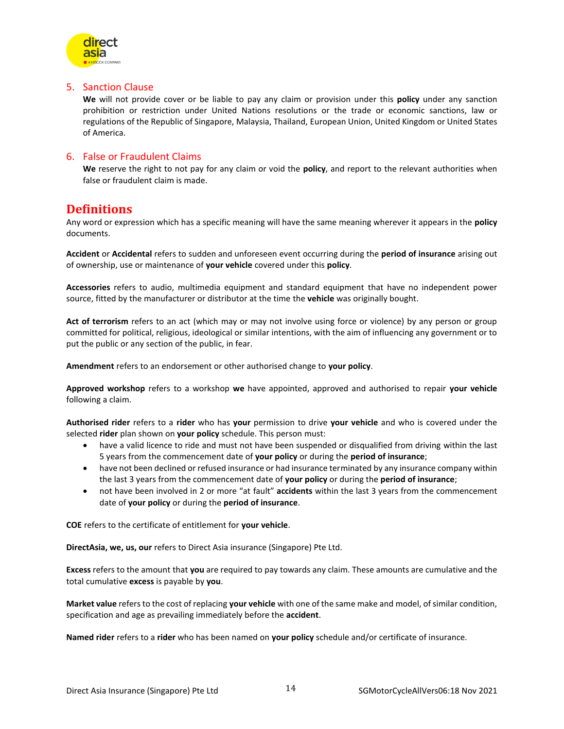## 5. Sanction Clause

**We** will not provide cover or be liable to pay any claim or provision under this **policy** under any sanction prohibition or restriction under United Nations resolutions or the trade or economic sanctions, law or regulations of the Republic of Singapore, Malaysia, Thailand, European Union, United Kingdom or United States of America.

## 6. False or Fraudulent Claims

**We** reserve the right to not pay for any claim or void the **policy**, and report to the relevant authorities when false or fraudulent claim is made.

# Definitions

Any word or expression which has a specific meaning will have the same meaning wherever it appears in the **policy** documents.

**Accident** or **Accidental** refers to sudden and unforeseen event occurring during the **period of insurance** arising out of ownership, use or maintenance of **your vehicle** covered under this **policy**.

**Accessories** refers to audio, multimedia equipment and standard equipment that have no independent power source, fitted by the manufacturer or distributor at the time the **vehicle** was originally bought.

**Act of terrorism** refers to an act (which may or may not involve using force or violence) by any person or group committed for political, religious, ideological or similar intentions, with the aim of influencing any government or to put the public or any section of the public, in fear.

**Amendment** refers to an endorsement or other authorised change to **your policy**.

**Approved workshop** refers to a workshop **we** have appointed, approved and authorised to repair **your vehicle** following a claim.

**Authorised rider** refers to a **rider** who has **your** permission to drive **your vehicle** and who is covered under the selected **rider** plan shown on **your policy** schedule. This person must:

- have a valid licence to ride and must not have been suspended or disqualified from driving within the last 5 years from the commencement date of **your policy** or during the **period of insurance**;
- have not been declined or refused insurance or had insurance terminated by any insurance company within the last 3 years from the commencement date of **your policy** or during the **period of insurance**;
- not have been involved in 2 or more "at fault" **accidents** within the last 3 years from the commencement date of **your policy** or during the **period of insurance**.

**COE** refers to the certificate of entitlement for **your vehicle**.

**DirectAsia, we, us, our** refers to Direct Asia insurance (Singapore) Pte Ltd.

**Excess** refers to the amount that **you** are required to pay towards any claim. These amounts are cumulative and the total cumulative **excess** is payable by **you**.

**Market value** refers to the cost of replacing **your vehicle** with one of the same make and model, of similar condition, specification and age as prevailing immediately before the **accident**.

**Named rider** refers to a **rider** who has been named on **your policy** schedule and/or certificate of insurance.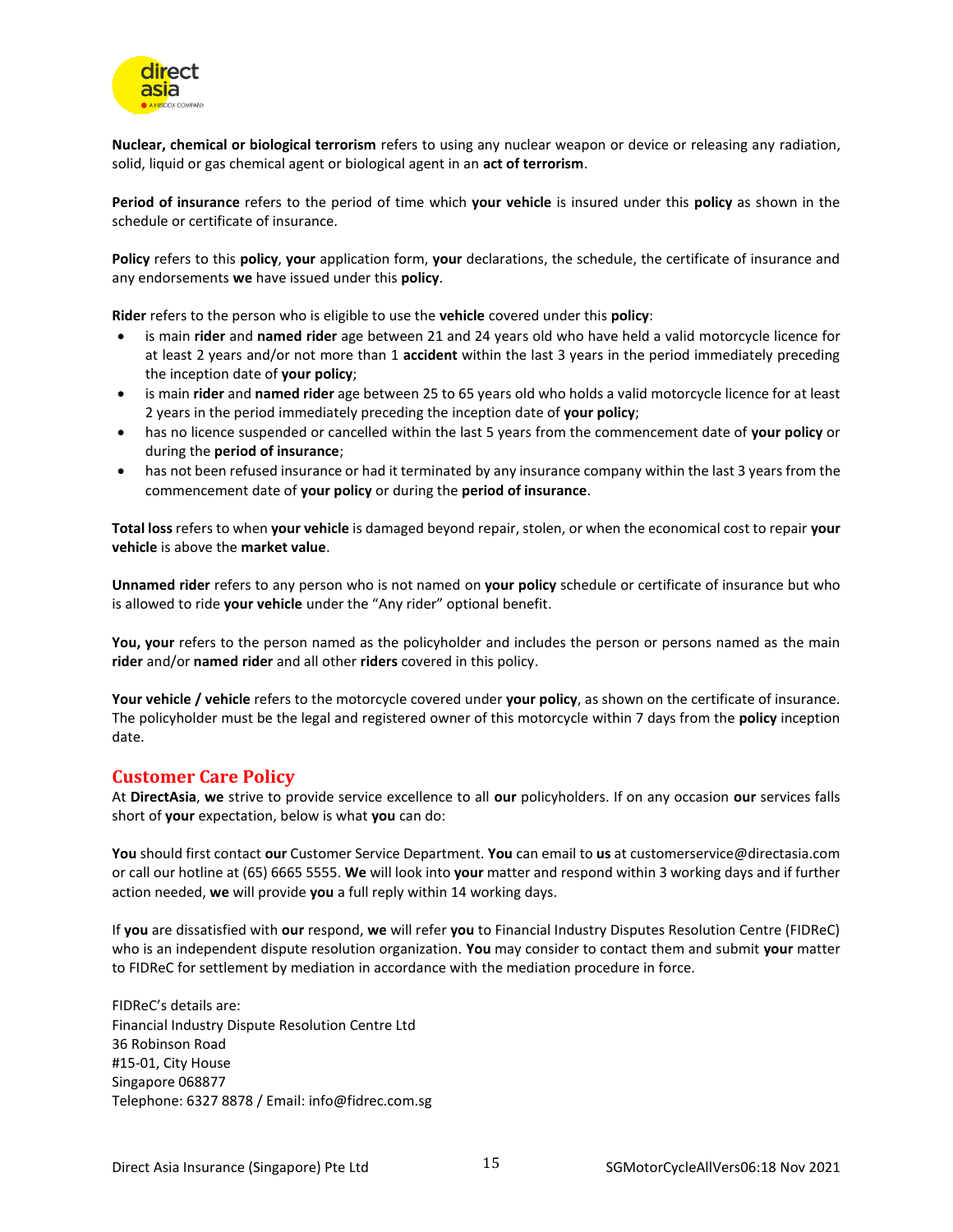**Nuclear, chemical or biological terrorism** refers to using any nuclear weapon or device or releasing any radiation, solid, liquid or gas chemical agent or biological agent in an **act of terrorism**.

**Period of insurance** refers to the period of time which **your vehicle** is insured under this **policy** as shown in the schedule or certificate of insurance.

**Policy** refers to this **policy**, **your** application form, **your** declarations, the schedule, the certificate of insurance and any endorsements **we** have issued under this **policy**.

**Rider** refers to the person who is eligible to use the **vehicle** covered under this **policy**:

- is main **rider** and **named rider** age between 21 and 24 years old who have held a valid motorcycle licence for at least 2 years and/or not more than 1 **accident** within the last 3 years in the period immediately preceding the inception date of **your policy**;
- is main **rider** and **named rider** age between 25 to 65 years old who holds a valid motorcycle licence for at least 2 years in the period immediately preceding the inception date of **your policy**;
- has no licence suspended or cancelled within the last 5 years from the commencement date of **your policy** or during the **period of insurance**;
- has not been refused insurance or had it terminated by any insurance company within the last 3 years from the commencement date of **your policy** or during the **period of insurance**.

**Total loss** refers to when **your vehicle** is damaged beyond repair, stolen, or when the economical cost to repair **your vehicle** is above the **market value**.

**Unnamed rider** refers to any person who is not named on **your policy** schedule or certificate of insurance but who is allowed to ride **your vehicle** under the "Any rider" optional benefit.

**You, your** refers to the person named as the policyholder and includes the person or persons named as the main **rider** and/or **named rider** and all other **riders** covered in this policy.

**Your vehicle / vehicle** refers to the motorcycle covered under **your policy**, as shown on the certificate of insurance. The policyholder must be the legal and registered owner of this motorcycle within 7 days from the **policy** inception date.

## Customer Care Policy

At **DirectAsia**, **we** strive to provide service excellence to all **our** policyholders. If on any occasion **our** services falls short of **your** expectation, below is what **you** can do:

**You** should first contact **our** Customer Service Department. **You** can email to **us** at customerservice@directasia.com or call our hotline at (65) 6665 5555. **We** will look into **your** matter and respond within 3 working days and if further action needed, **we** will provide **you** a full reply within 14 working days.

If **you** are dissatisfied with **our** respond, **we** will refer **you** to Financial Industry Disputes Resolution Centre (FIDReC) who is an independent dispute resolution organization. **You** may consider to contact them and submit **your** matter to FIDReC for settlement by mediation in accordance with the mediation procedure in force.

FIDReC's details are:
Financial Industry Dispute Resolution Centre Ltd
36 Robinson Road
#15-01, City House
Singapore 068877
Telephone: 6327 8878 / Email: info@fidrec.com.sg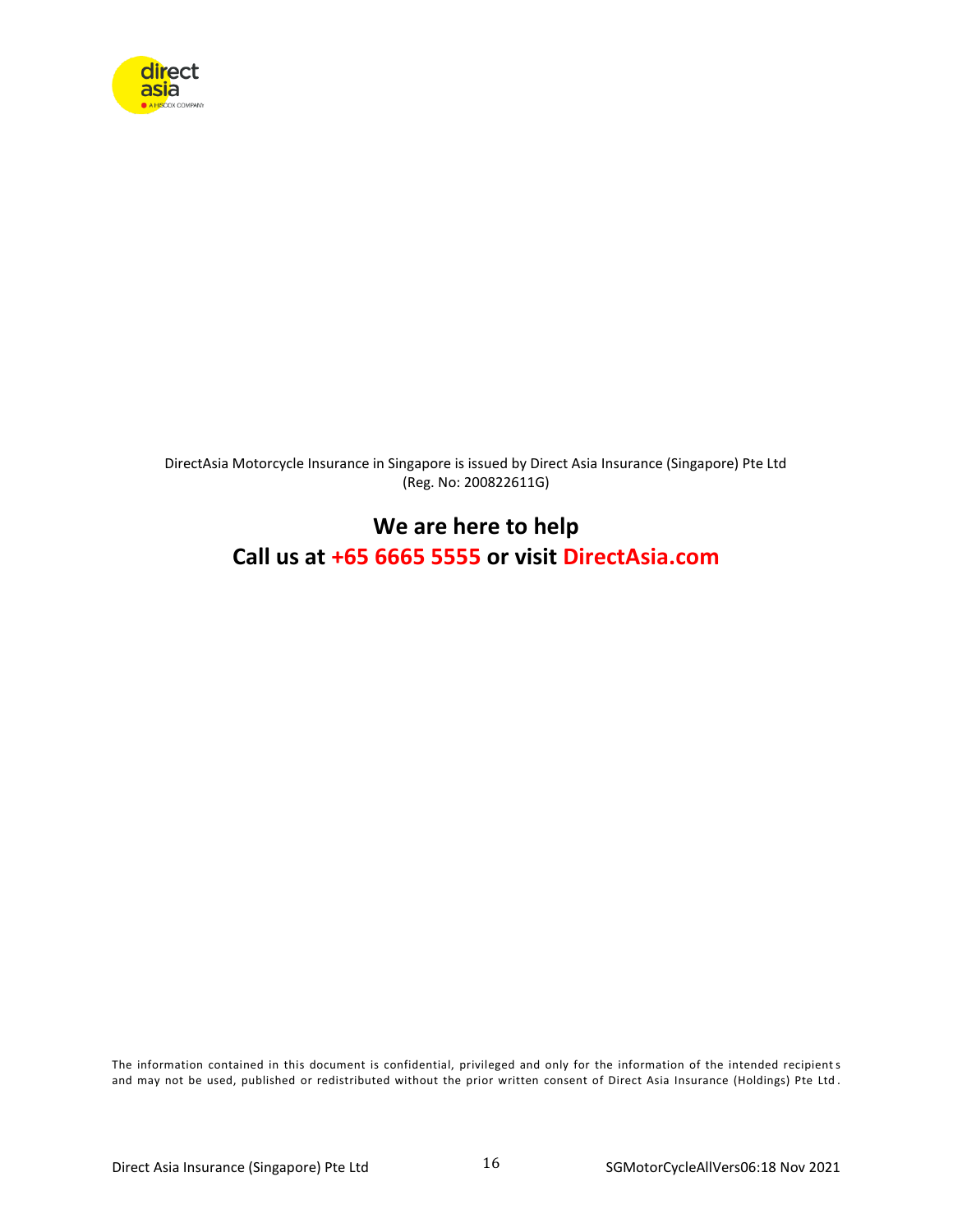DirectAsia Motorcycle Insurance in Singapore is issued by Direct Asia Insurance (Singapore) Pte Ltd (Reg. No: 200822611G)

## We are here to help

## Call us at +65 6665 5555 or visit DirectAsia.com

The information contained in this document is confidential, privileged and only for the information of the intended recipients and may not be used, published or redistributed without the prior written consent of Direct Asia Insurance (Holdings) Pte Ltd.